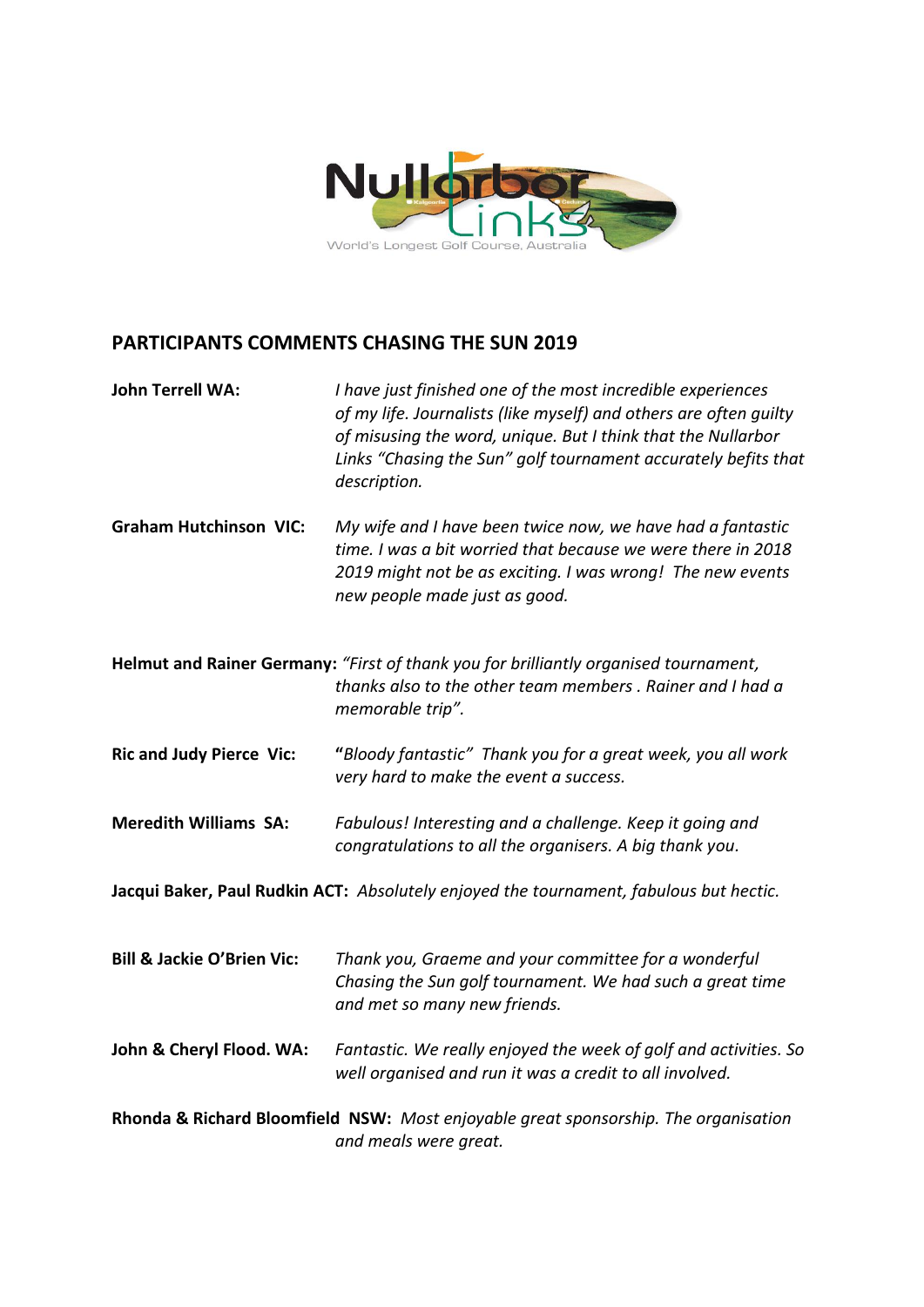## PARTICIPANTS COMMENTS CHASING THE SUN 2019

**John Terrell WA:** *I have just finished one of the most incredible experiences of my life. Journalists (like myself) and others are often guilty of misusing the word, unique. But I think that the Nullarbor Links "Chasing the Sun" golf tournament accurately befits that description.*

**Graham Hutchinson VIC:** *My wife and I have been twice now, we have had a fantastic time. I was a bit worried that because we were there in 2018 2019 might not be as exciting. I was wrong! The new events new people made just as good.*

**Helmut and Rainer Germany:** *"First of thank you for brilliantly organised tournament, thanks also to the other team members . Rainer and I had a memorable trip".*

**Ric and Judy Pierce Vic:** "*Bloody fantastic" Thank you for a great week, you all work very hard to make the event a success.*

**Meredith Williams SA:** *Fabulous! Interesting and a challenge. Keep it going and congratulations to all the organisers. A big thank you.*

**Jacqui Baker, Paul Rudkin ACT:** *Absolutely enjoyed the tournament, fabulous but hectic.*

**Bill & Jackie O'Brien Vic:** *Thank you, Graeme and your committee for a wonderful Chasing the Sun golf tournament. We had such a great time and met so many new friends.*

**John & Cheryl Flood. WA:** *Fantastic. We really enjoyed the week of golf and activities. So well organised and run it was a credit to all involved.*

**Rhonda & Richard Bloomfield NSW:** *Most enjoyable great sponsorship. The organisation and meals were great.*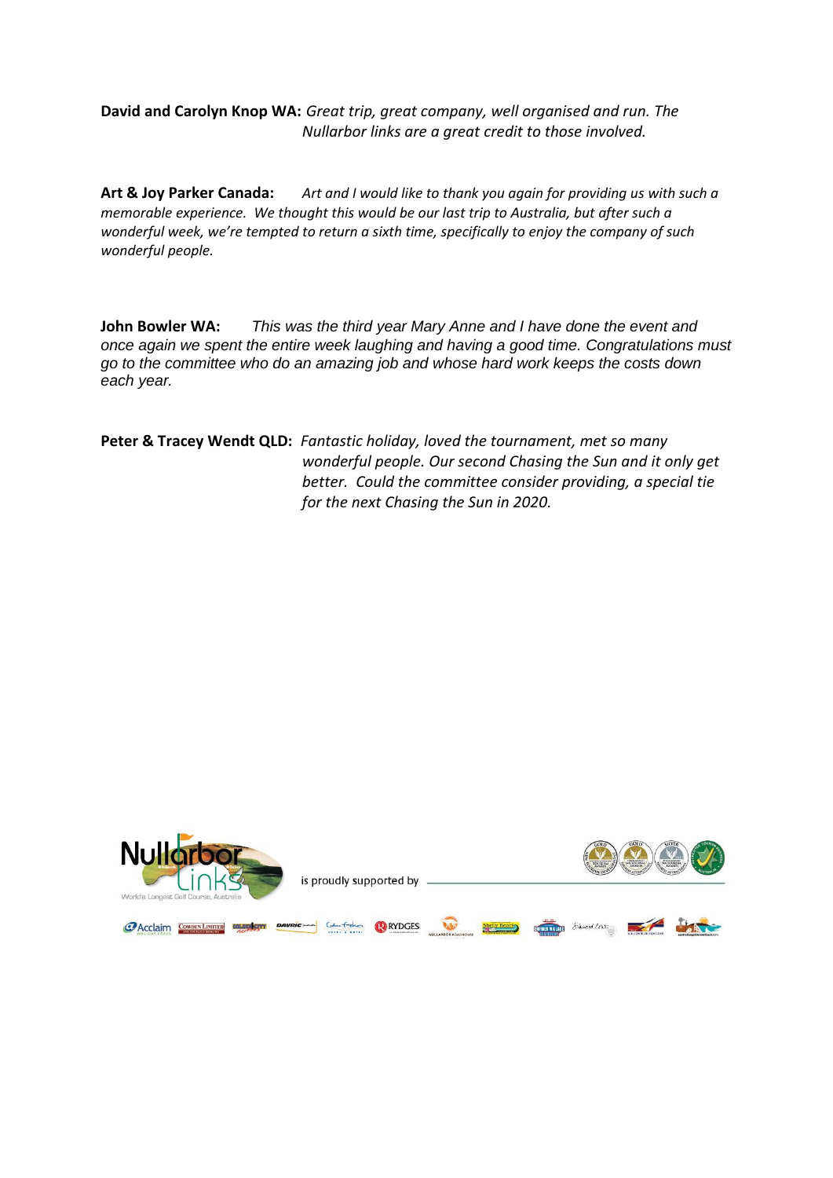**David and Carolyn Knop WA:** *Great trip, great company, well organised and run. The Nullarbor links are a great credit to those involved.*

**Art & Joy Parker Canada:** *Art and I would like to thank you again for providing us with such a memorable experience. We thought this would be our last trip to Australia, but after such a wonderful week, we're tempted to return a sixth time, specifically to enjoy the company of such wonderful people.*

**John Bowler WA:** *This was the third year Mary Anne and I have done the event and once again we spent the entire week laughing and having a good time. Congratulations must go to the committee who do an amazing job and whose hard work keeps the costs down each year.*

**Peter & Tracey Wendt QLD:** *Fantastic holiday, loved the tournament, met so many wonderful people. Our second Chasing the Sun and it only get better. Could the committee consider providing, a special tie for the next Chasing the Sun in 2020.*

Nullarbor Links
World's Longest Golf Course, Australia

is proudly supported by